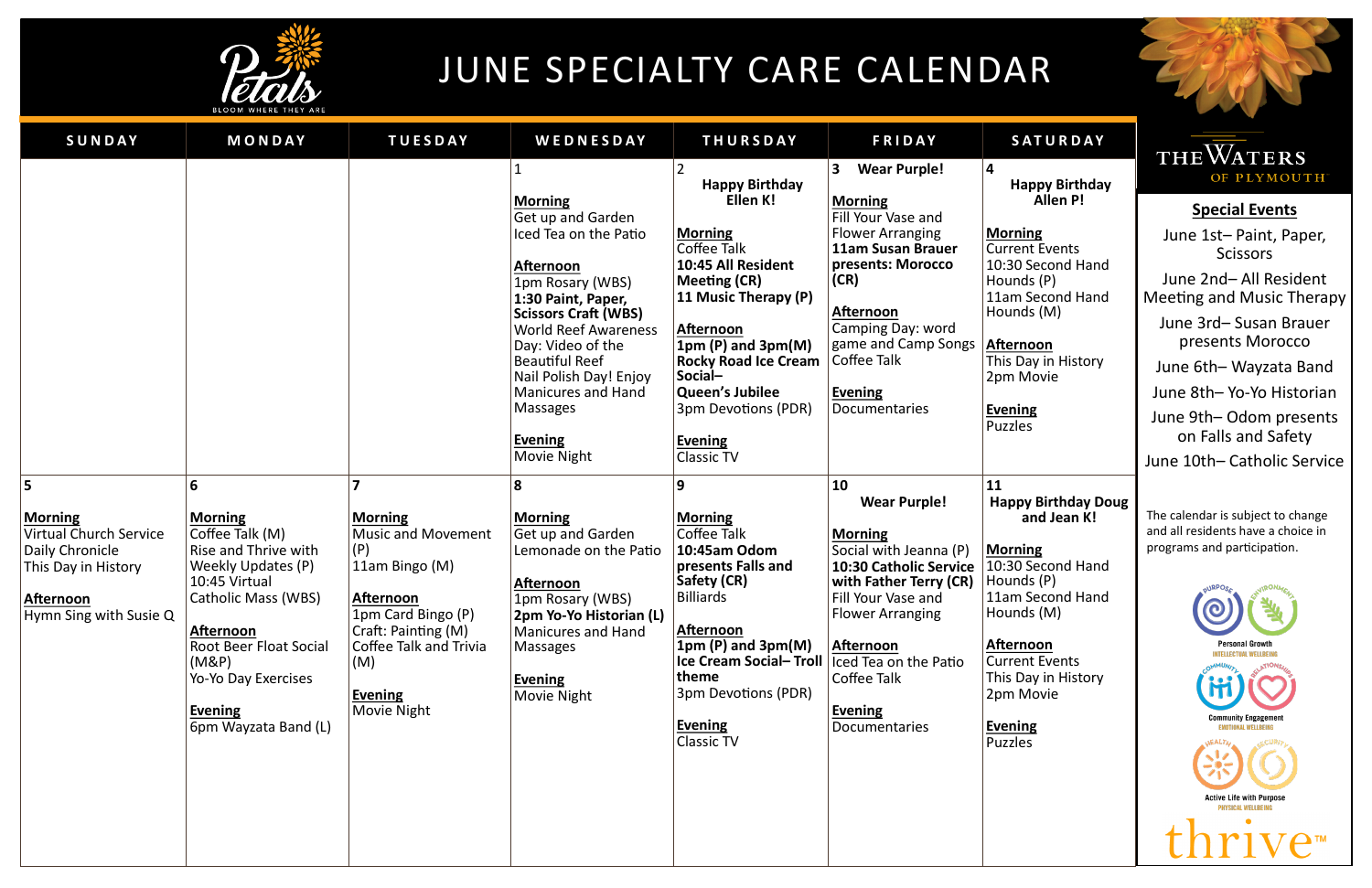# JUNE SPECIALTY CARE CALENDAR

Petals — BLOOM WHERE THEY ARE

| SUNDAY | MONDAY | TUESDAY | WEDNESDAY | THURSDAY | FRIDAY | SATURDAY |
|---|---|---|---|---|---|---|
| | | | 1<br><br>**Morning**<br>Get up and Garden<br>Iced Tea on the Patio<br><br>**Afternoon**<br>1pm Rosary (WBS)<br>**1:30 Paint, Paper, Scissors Craft (WBS)**<br>World Reef Awareness Day: Video of the Beautiful Reef<br>Nail Polish Day! Enjoy Manicures and Hand Massages<br><br>**Evening**<br>Movie Night | 2<br>**Happy Birthday Ellen K!**<br><br>**Morning**<br>Coffee Talk<br>**10:45 All Resident Meeting (CR)**<br>**11 Music Therapy (P)**<br><br>**Afternoon**<br>**1pm (P) and 3pm(M) Rocky Road Ice Cream Social– Queen's Jubilee**<br>3pm Devotions (PDR)<br><br>**Evening**<br>Classic TV | 3 **Wear Purple!**<br><br>**Morning**<br>Fill Your Vase and Flower Arranging<br>**11am Susan Brauer presents: Morocco (CR)**<br><br>**Afternoon**<br>Camping Day: word game and Camp Songs<br>Coffee Talk<br><br>**Evening**<br>Documentaries | 4<br>**Happy Birthday Allen P!**<br><br>**Morning**<br>Current Events<br>10:30 Second Hand Hounds (P)<br>11am Second Hand Hounds (M)<br><br>**Afternoon**<br>This Day in History<br>2pm Movie<br><br>**Evening**<br>Puzzles |
| 5<br><br>**Morning**<br>Virtual Church Service<br>Daily Chronicle<br>This Day in History<br><br>**Afternoon**<br>Hymn Sing with Susie Q | 6<br><br>**Morning**<br>Coffee Talk (M)<br>Rise and Thrive with Weekly Updates (P)<br>10:45 Virtual Catholic Mass (WBS)<br><br>**Afternoon**<br>Root Beer Float Social (M&P)<br>Yo-Yo Day Exercises<br><br>**Evening**<br>6pm Wayzata Band (L) | 7<br><br>**Morning**<br>Music and Movement (P)<br>11am Bingo (M)<br><br>**Afternoon**<br>1pm Card Bingo (P)<br>Craft: Painting (M)<br>Coffee Talk and Trivia (M)<br><br>**Evening**<br>Movie Night | 8<br><br>**Morning**<br>Get up and Garden<br>Lemonade on the Patio<br><br>**Afternoon**<br>1pm Rosary (WBS)<br>**2pm Yo-Yo Historian (L)**<br>Manicures and Hand Massages<br><br>**Evening**<br>Movie Night | 9<br><br>**Morning**<br>Coffee Talk<br>**10:45am Odom presents Falls and Safety (CR)**<br>Billiards<br><br>**Afternoon**<br>**1pm (P) and 3pm(M) Ice Cream Social– Troll theme**<br>3pm Devotions (PDR)<br><br>**Evening**<br>Classic TV | 10<br>**Wear Purple!**<br><br>**Morning**<br>Social with Jeanna (P)<br>**10:30 Catholic Service with Father Terry (CR)**<br>Fill Your Vase and Flower Arranging<br><br>**Afternoon**<br>Iced Tea on the Patio<br>Coffee Talk<br><br>**Evening**<br>Documentaries | 11<br>**Happy Birthday Doug and Jean K!**<br><br>**Morning**<br>10:30 Second Hand Hounds (P)<br>11am Second Hand Hounds (M)<br><br>**Afternoon**<br>Current Events<br>This Day in History<br>2pm Movie<br><br>**Evening**<br>Puzzles |

THE WATERS OF PLYMOUTH

## Special Events

June 1st– Paint, Paper, Scissors

June 2nd– All Resident Meeting and Music Therapy

June 3rd– Susan Brauer presents Morocco

June 6th– Wayzata Band

June 8th– Yo-Yo Historian

June 9th– Odom presents on Falls and Safety

June 10th– Catholic Service

The calendar is subject to change and all residents have a choice in programs and participation.

Purpose, Environment — Personal Growth, INTELLECTUAL WELLBEING

Community, Relationships — Community Engagement, EMOTIONAL WELLBEING

Health, Security — Active Life with Purpose, PHYSICAL WELLBEING

thrive™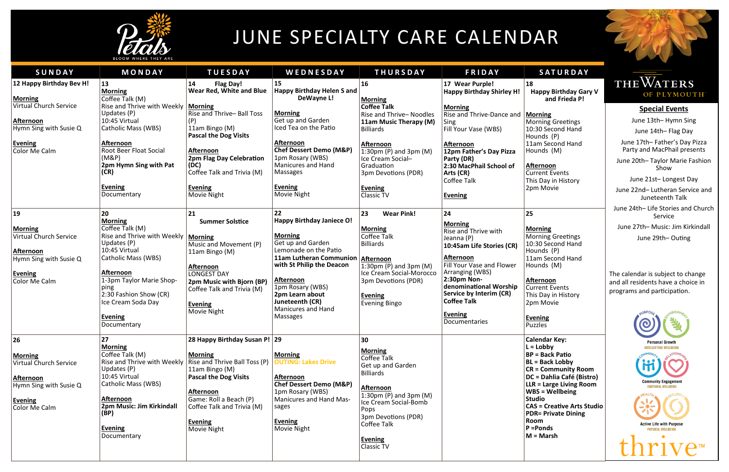# JUNE SPECIALTY CARE CALENDAR

Petals — BLOOM WHERE THEY ARE

| SUNDAY | MONDAY | TUESDAY | WEDNESDAY | THURSDAY | FRIDAY | SATURDAY |
|---|---|---|---|---|---|---|
| **12 Happy Birthday Bev H!**<br><br>**Morning**<br>Virtual Church Service<br><br>**Afternoon**<br>Hymn Sing with Susie Q<br><br>**Evening**<br>Color Me Calm | **13**<br>**Morning**<br>Coffee Talk (M)<br>Rise and Thrive with Weekly Updates (P)<br>10:45 Virtual Catholic Mass (WBS)<br><br>**Afternoon**<br>Root Beer Float Social (M&P)<br>**2pm Hymn Sing with Pat (CR)**<br><br>**Evening**<br>Documentary | **14 Flag Day!**<br>**Wear Red, White and Blue**<br><br>**Morning**<br>Rise and Thrive– Ball Toss (P)<br>11am Bingo (M)<br>**Pascal the Dog Visits**<br><br>**Afternoon**<br>**2pm Flag Day Celebration (DC)**<br>Coffee Talk and Trivia (M)<br><br>**Evening**<br>Movie Night | **15**<br>**Happy Birthday Helen S and DeWayne L!**<br><br>**Morning**<br>Get up and Garden<br>Iced Tea on the Patio<br><br>**Afternoon**<br>**Chef Dessert Demo (M&P)**<br>1pm Rosary (WBS)<br>Manicures and Hand Massages<br><br>**Evening**<br>Movie Night | **16**<br><br>**Morning**<br>**Coffee Talk**<br>Rise and Thrive– Noodles<br>**11am Music Therapy (M)**<br>Billiards<br><br>**Afternoon**<br>1:30pm (P) and 3pm (M)<br>Ice Cream Social– Graduation<br>3pm Devotions (PDR)<br><br>**Evening**<br>Classic TV | **17 Wear Purple!**<br>**Happy Birthday Shirley H!**<br><br>**Morning**<br>Rise and Thrive-Dance and Sing<br>Fill Your Vase (WBS)<br><br>**Afternoon**<br>**12pm Father's Day Pizza Party (DR)**<br>**2:30 MacPhail School of Arts (CR)**<br>Coffee Talk<br><br>**Evening** | **18**<br>**Happy Birthday Gary V and Frieda P!**<br><br>**Morning**<br>Morning Greetings<br>10:30 Second Hand Hounds (P)<br>11am Second Hand Hounds (M)<br><br>**Afternoon**<br>Current Events<br>This Day in History<br>2pm Movie |
| **19**<br><br>**Morning**<br>Virtual Church Service<br><br>**Afternoon**<br>Hymn Sing with Susie Q<br><br>**Evening**<br>Color Me Calm | **20**<br>**Morning**<br>Coffee Talk (M)<br>Rise and Thrive with Weekly Updates (P)<br>10:45 Virtual Catholic Mass (WBS)<br><br>**Afternoon**<br>1-3pm Taylor Marie Shopping<br>2:30 Fashion Show (CR)<br>Ice Cream Soda Day<br><br>**Evening**<br>Documentary | **21**<br>**Summer Solstice**<br><br>**Morning**<br>Music and Movement (P)<br>11am Bingo (M)<br><br>**Afternoon**<br>LONGEST DAY<br>**2pm Music with Bjorn (BP)**<br>Coffee Talk and Trivia (M)<br><br>**Evening**<br>Movie Night | **22**<br>**Happy Birthday Janiece O!**<br><br>**Morning**<br>Get up and Garden<br>Lemonade on the Patio<br>**11am Lutheran Communion with St Philip the Deacon**<br><br>**Afternoon**<br>1pm Rosary (WBS)<br>**2pm Learn about Juneteenth (CR)**<br>Manicures and Hand Massages | **23 Wear Pink!**<br><br>**Morning**<br>Coffee Talk<br>Billiards<br><br>**Afternoon**<br>1:30pm (P) and 3pm (M)<br>Ice Cream Social-Morocco<br>3pm Devotions (PDR)<br><br>**Evening**<br>Evening Bingo | **24**<br>**Morning**<br>Rise and Thrive with Jeanna (P)<br>**10:45am Life Stories (CR)**<br><br>**Afternoon**<br>Fill Your Vase and Flower Arranging (WBS)<br>**2:30pm Non-denominational Worship Service by Interim (CR)**<br>**Coffee Talk**<br><br>**Evening**<br>Documentaries | **25**<br><br>**Morning**<br>Morning Greetings<br>10:30 Second Hand Hounds (P)<br>11am Second Hand Hounds (M)<br><br>**Afternoon**<br>Current Events<br>This Day in History<br>2pm Movie<br><br>**Evening**<br>Puzzles |
| **26**<br><br>**Morning**<br>Virtual Church Service<br><br>**Afternoon**<br>Hymn Sing with Susie Q<br><br>**Evening**<br>Color Me Calm | **27**<br>**Morning**<br>Coffee Talk (M)<br>Rise and Thrive with Weekly Updates (P)<br>10:45 Virtual Catholic Mass (WBS)<br><br>**Afternoon**<br>**2pm Music: Jim Kirkindall (BP)**<br><br>**Evening**<br>Documentary | **28 Happy Birthday Susan P!**<br><br>**Morning**<br>Rise and Thrive Ball Toss (P)<br>11am Bingo (M)<br>**Pascal the Dog Visits**<br><br>**Afternoon**<br>Game: Roll a Beach (P)<br>Coffee Talk and Trivia (M)<br><br>**Evening**<br>Movie Night | **29**<br><br>**Morning**<br>OUTING: Lakes Drive<br><br>**Afternoon**<br>**Chef Dessert Demo (M&P)**<br>1pm Rosary (WBS)<br>Manicures and Hand Massages<br><br>**Evening**<br>Movie Night | **30**<br>**Morning**<br>Coffee Talk<br>Get up and Garden<br>Billiards<br><br>**Afternoon**<br>1:30pm (P) and 3pm (M)<br>Ice Cream Social-Bomb Pops<br>3pm Devotions (PDR)<br>Coffee Talk<br><br>**Evening**<br>Classic TV | | **Calendar Key:**<br>**L = Lobby**<br>**BP = Back Patio**<br>**BL = Back Lobby**<br>**CR = Community Room**<br>**DC = Dahlia Café (Bistro)**<br>**LLR = Large Living Room**<br>**WBS = Wellbeing Studio**<br>**CAS = Creative Arts Studio**<br>**PDR= Private Dining Room**<br>**P =Ponds**<br>**M = Marsh** |

THE WATERS OF PLYMOUTH

## Special Events

June 13th– Hymn Sing

June 14th– Flag Day

June 17th– Father's Day Pizza Party and MacPhail presents

June 20th– Taylor Marie Fashion Show

June 21st– Longest Day

June 22nd– Lutheran Service and Juneteenth Talk

June 24th– Life Stories and Church Service

June 27th– Music: Jim Kirkindall

June 29th– Outing

The calendar is subject to change and all residents have a choice in programs and participation.

PURPOSE · ENVIRONMENT — Personal Growth — INTELLECTUAL WELLBEING

COMMUNITY · RELATIONSHIPS — Community Engagement — EMOTIONAL WELLBEING

HEALTH · SECURITY — Active Life with Purpose — PHYSICAL WELLBEING

thrive™